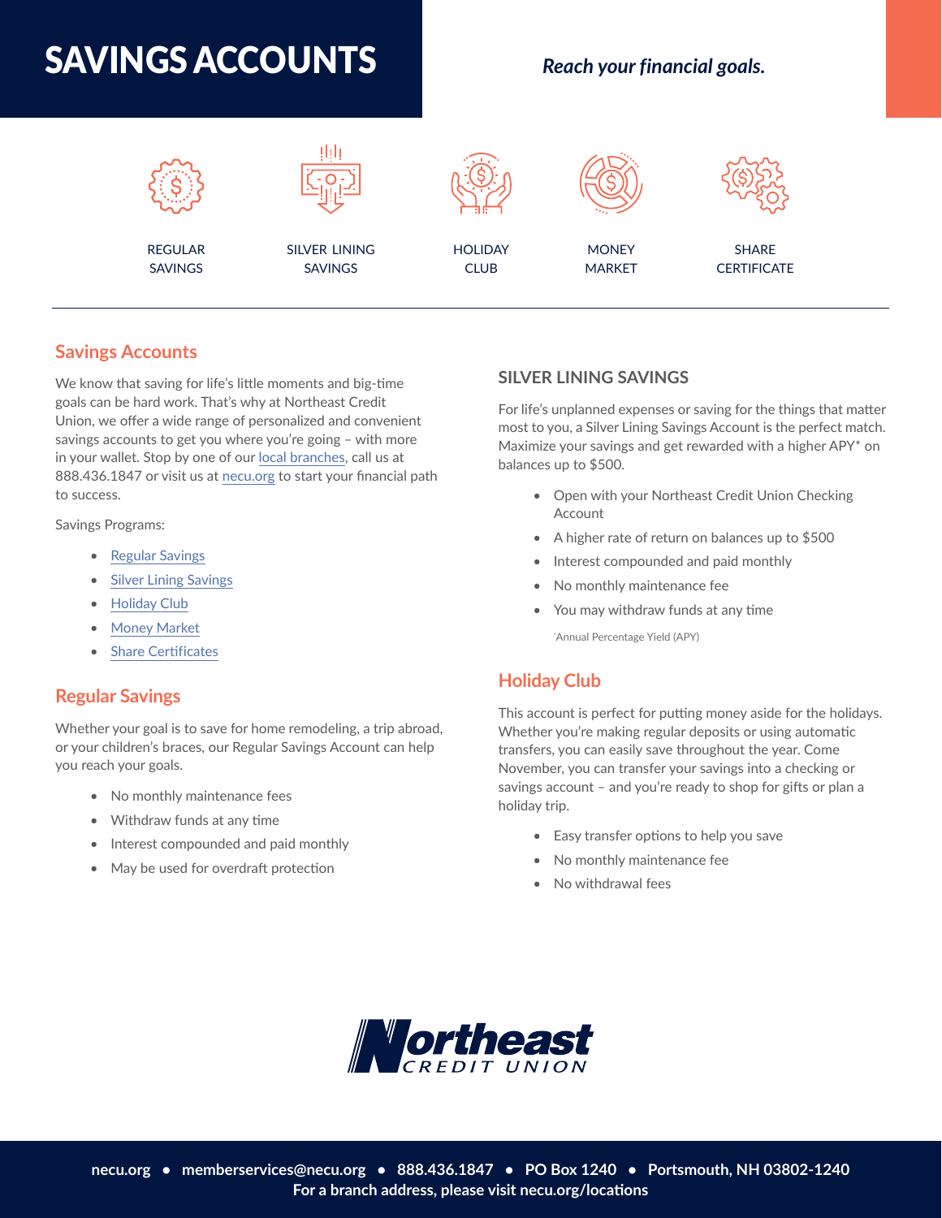# SAVINGS ACCOUNTS

***Reach your financial goals.***

REGULAR SAVINGS

SILVER LINING SAVINGS

HOLIDAY CLUB

MONEY MARKET

SHARE CERTIFICATE

## Savings Accounts

We know that saving for life's little moments and big-time goals can be hard work. That's why at Northeast Credit Union, we offer a wide range of personalized and convenient savings accounts to get you where you're going – with more in your wallet. Stop by one of our local branches, call us at 888.436.1847 or visit us at necu.org to start your financial path to success.

Savings Programs:

- Regular Savings
- Silver Lining Savings
- Holiday Club
- Money Market
- Share Certificates

## Regular Savings

Whether your goal is to save for home remodeling, a trip abroad, or your children's braces, our Regular Savings Account can help you reach your goals.

- No monthly maintenance fees
- Withdraw funds at any time
- Interest compounded and paid monthly
- May be used for overdraft protection

### SILVER LINING SAVINGS

For life's unplanned expenses or saving for the things that matter most to you, a Silver Lining Savings Account is the perfect match. Maximize your savings and get rewarded with a higher APY* on balances up to $500.

- Open with your Northeast Credit Union Checking Account
- A higher rate of return on balances up to $500
- Interest compounded and paid monthly
- No monthly maintenance fee
- You may withdraw funds at any time

*Annual Percentage Yield (APY)

## Holiday Club

This account is perfect for putting money aside for the holidays. Whether you're making regular deposits or using automatic transfers, you can easily save throughout the year. Come November, you can transfer your savings into a checking or savings account – and you're ready to shop for gifts or plan a holiday trip.

- Easy transfer options to help you save
- No monthly maintenance fee
- No withdrawal fees

Northeast CREDIT UNION

necu.org • memberservices@necu.org • 888.436.1847 • PO Box 1240 • Portsmouth, NH 03802-1240
For a branch address, please visit necu.org/locations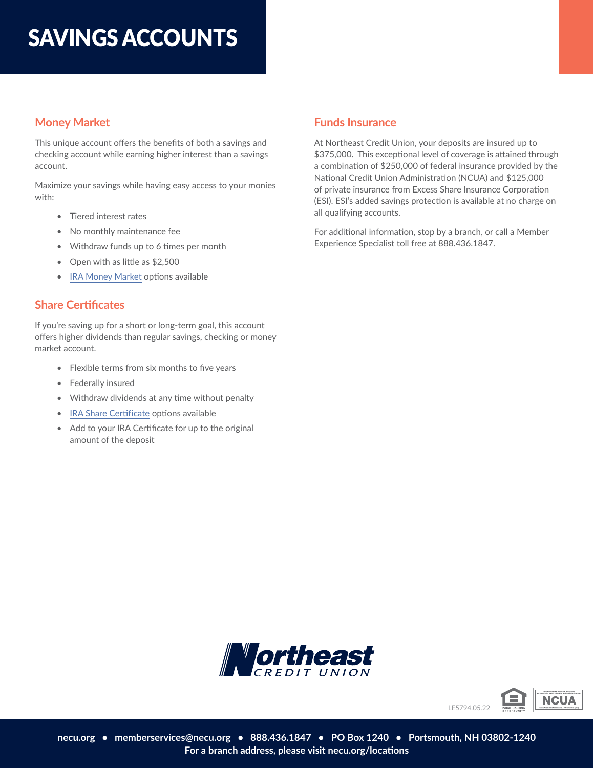# SAVINGS ACCOUNTS

## Money Market

This unique account offers the benefits of both a savings and checking account while earning higher interest than a savings account.

Maximize your savings while having easy access to your monies with:

- Tiered interest rates
- No monthly maintenance fee
- Withdraw funds up to 6 times per month
- Open with as little as $2,500
- IRA Money Market options available

## Share Certificates

If you're saving up for a short or long-term goal, this account offers higher dividends than regular savings, checking or money market account.

- Flexible terms from six months to five years
- Federally insured
- Withdraw dividends at any time without penalty
- IRA Share Certificate options available
- Add to your IRA Certificate for up to the original amount of the deposit

## Funds Insurance

At Northeast Credit Union, your deposits are insured up to $375,000. This exceptional level of coverage is attained through a combination of $250,000 of federal insurance provided by the National Credit Union Administration (NCUA) and $125,000 of private insurance from Excess Share Insurance Corporation (ESI). ESI's added savings protection is available at no charge on all qualifying accounts.

For additional information, stop by a branch, or call a Member Experience Specialist toll free at 888.436.1847.

Northeast CREDIT UNION

LE5794.05.22

**necu.org • memberservices@necu.org • 888.436.1847 • PO Box 1240 • Portsmouth, NH 03802-1240**
**For a branch address, please visit necu.org/locations**